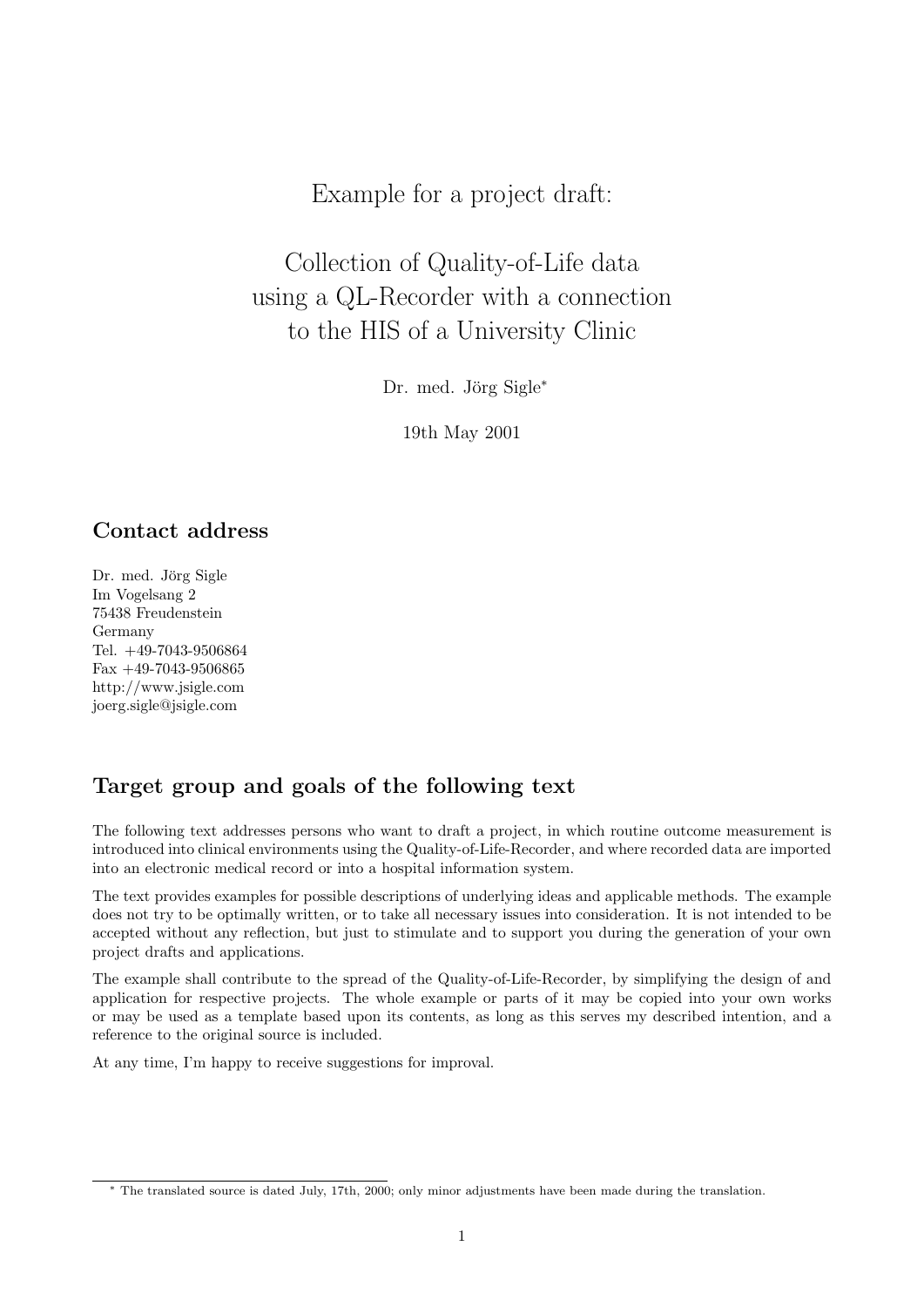# Example for a project draft:

# Collection of Quality-of-Life data using a QL-Recorder with a connection to the HIS of a University Clinic

Dr. med. Jörg Sigle*

19th May 2001

## Contact address

Dr. med. Jörg Sigle
Im Vogelsang 2
75438 Freudenstein
Germany
Tel. +49-7043-9506864
Fax +49-7043-9506865
http://www.jsigle.com
joerg.sigle@jsigle.com

## Target group and goals of the following text

The following text addresses persons who want to draft a project, in which routine outcome measurement is introduced into clinical environments using the Quality-of-Life-Recorder, and where recorded data are imported into an electronic medical record or into a hospital information system.

The text provides examples for possible descriptions of underlying ideas and applicable methods. The example does not try to be optimally written, or to take all necessary issues into consideration. It is not intended to be accepted without any reflection, but just to stimulate and to support you during the generation of your own project drafts and applications.

The example shall contribute to the spread of the Quality-of-Life-Recorder, by simplifying the design of and application for respective projects. The whole example or parts of it may be copied into your own works or may be used as a template based upon its contents, as long as this serves my described intention, and a reference to the original source is included.

At any time, I'm happy to receive suggestions for improval.

---

* The translated source is dated July, 17th, 2000; only minor adjustments have been made during the translation.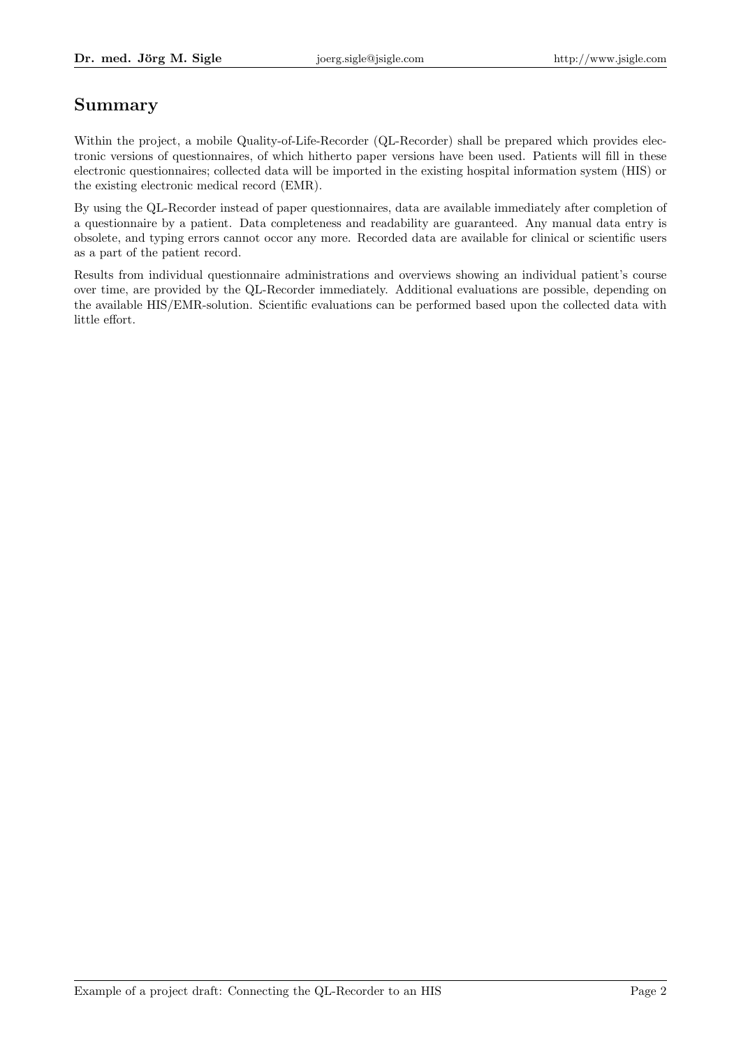## Summary

Within the project, a mobile Quality-of-Life-Recorder (QL-Recorder) shall be prepared which provides electronic versions of questionnaires, of which hitherto paper versions have been used. Patients will fill in these electronic questionnaires; collected data will be imported in the existing hospital information system (HIS) or the existing electronic medical record (EMR).

By using the QL-Recorder instead of paper questionnaires, data are available immediately after completion of a questionnaire by a patient. Data completeness and readability are guaranteed. Any manual data entry is obsolete, and typing errors cannot occor any more. Recorded data are available for clinical or scientific users as a part of the patient record.

Results from individual questionnaire administrations and overviews showing an individual patient's course over time, are provided by the QL-Recorder immediately. Additional evaluations are possible, depending on the available HIS/EMR-solution. Scientific evaluations can be performed based upon the collected data with little effort.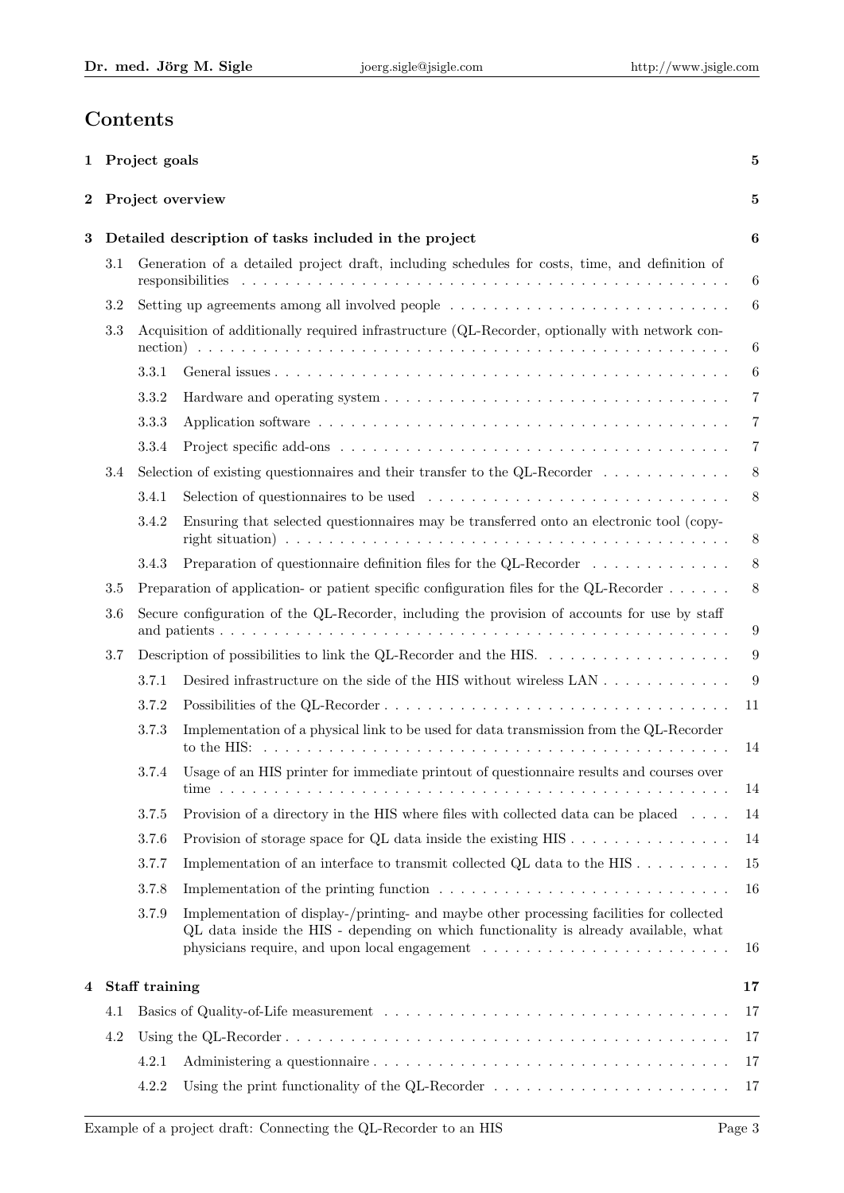# Contents

**1 Project goals** 5

**2 Project overview** 5

**3 Detailed description of tasks included in the project** 6

- 3.1 Generation of a detailed project draft, including schedules for costs, time, and definition of responsibilities 6
- 3.2 Setting up agreements among all involved people 6
- 3.3 Acquisition of additionally required infrastructure (QL-Recorder, optionally with network connection) 6
  - 3.3.1 General issues 6
  - 3.3.2 Hardware and operating system 7
  - 3.3.3 Application software 7
  - 3.3.4 Project specific add-ons 7
- 3.4 Selection of existing questionnaires and their transfer to the QL-Recorder 8
  - 3.4.1 Selection of questionnaires to be used 8
  - 3.4.2 Ensuring that selected questionnaires may be transferred onto an electronic tool (copyright situation) 8
  - 3.4.3 Preparation of questionnaire definition files for the QL-Recorder 8
- 3.5 Preparation of application- or patient specific configuration files for the QL-Recorder 8
- 3.6 Secure configuration of the QL-Recorder, including the provision of accounts for use by staff and patients 9
- 3.7 Description of possibilities to link the QL-Recorder and the HIS. 9
  - 3.7.1 Desired infrastructure on the side of the HIS without wireless LAN 9
  - 3.7.2 Possibilities of the QL-Recorder 11
  - 3.7.3 Implementation of a physical link to be used for data transmission from the QL-Recorder to the HIS: 14
  - 3.7.4 Usage of an HIS printer for immediate printout of questionnaire results and courses over time 14
  - 3.7.5 Provision of a directory in the HIS where files with collected data can be placed 14
  - 3.7.6 Provision of storage space for QL data inside the existing HIS 14
  - 3.7.7 Implementation of an interface to transmit collected QL data to the HIS 15
  - 3.7.8 Implementation of the printing function 16
  - 3.7.9 Implementation of display-/printing- and maybe other processing facilities for collected QL data inside the HIS - depending on which functionality is already available, what physicians require, and upon local engagement 16

**4 Staff training** 17

- 4.1 Basics of Quality-of-Life measurement 17
- 4.2 Using the QL-Recorder 17
  - 4.2.1 Administering a questionnaire 17
  - 4.2.2 Using the print functionality of the QL-Recorder 17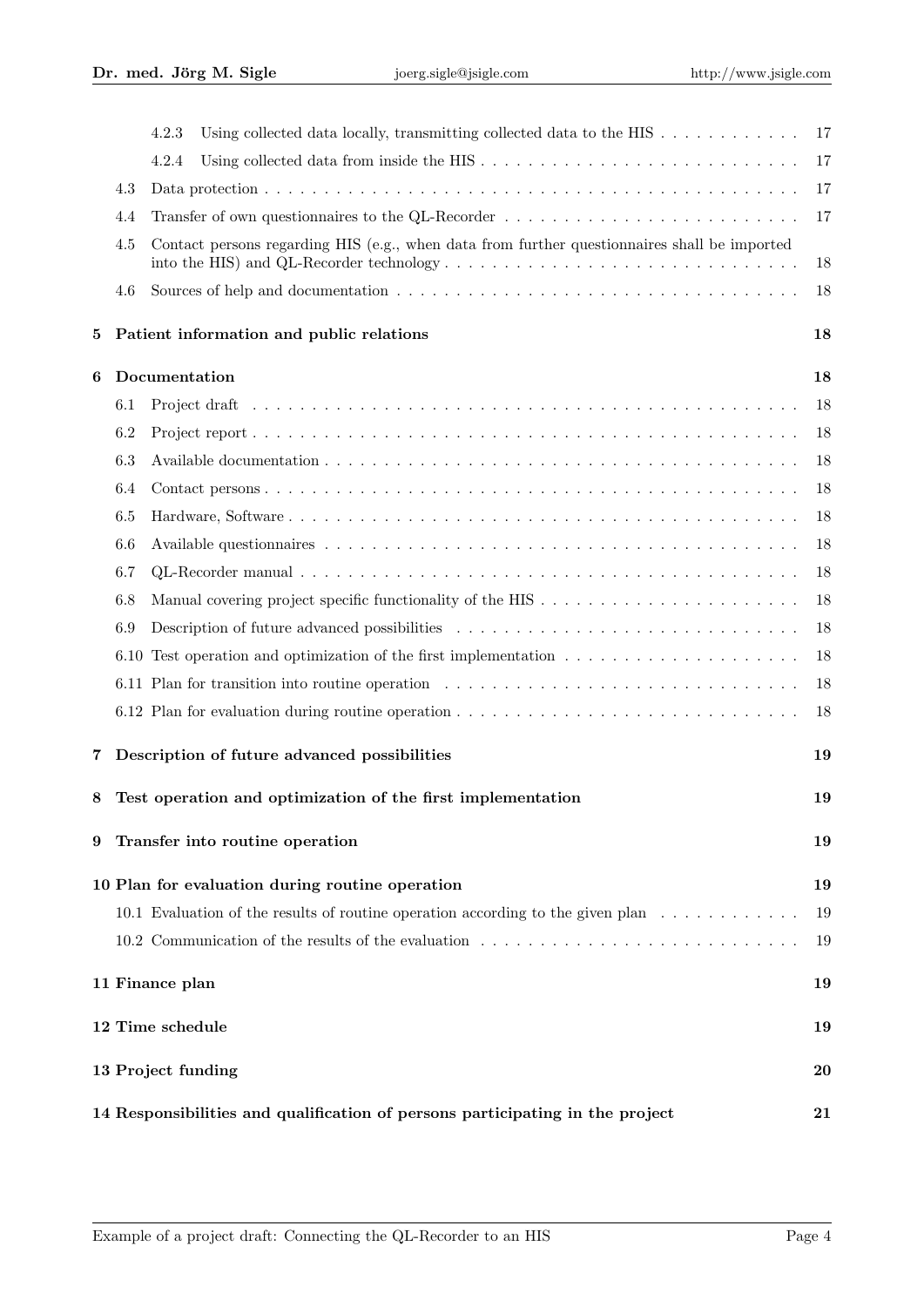- 4.2.3 Using collected data locally, transmitting collected data to the HIS . . . 17
- 4.2.4 Using collected data from inside the HIS . . . 17
- 4.3 Data protection . . . 17
- 4.4 Transfer of own questionnaires to the QL-Recorder . . . 17
- 4.5 Contact persons regarding HIS (e.g., when data from further questionnaires shall be imported into the HIS) and QL-Recorder technology . . . 18
- 4.6 Sources of help and documentation . . . 18

**5 Patient information and public relations** **18**

**6 Documentation** **18**

- 6.1 Project draft . . . 18
- 6.2 Project report . . . 18
- 6.3 Available documentation . . . 18
- 6.4 Contact persons . . . 18
- 6.5 Hardware, Software . . . 18
- 6.6 Available questionnaires . . . 18
- 6.7 QL-Recorder manual . . . 18
- 6.8 Manual covering project specific functionality of the HIS . . . 18
- 6.9 Description of future advanced possibilities . . . 18
- 6.10 Test operation and optimization of the first implementation . . . 18
- 6.11 Plan for transition into routine operation . . . 18
- 6.12 Plan for evaluation during routine operation . . . 18

**7 Description of future advanced possibilities** **19**

**8 Test operation and optimization of the first implementation** **19**

**9 Transfer into routine operation** **19**

**10 Plan for evaluation during routine operation** **19**

- 10.1 Evaluation of the results of routine operation according to the given plan . . . 19
- 10.2 Communication of the results of the evaluation . . . 19

**11 Finance plan** **19**

**12 Time schedule** **19**

**13 Project funding** **20**

**14 Responsibilities and qualification of persons participating in the project** **21**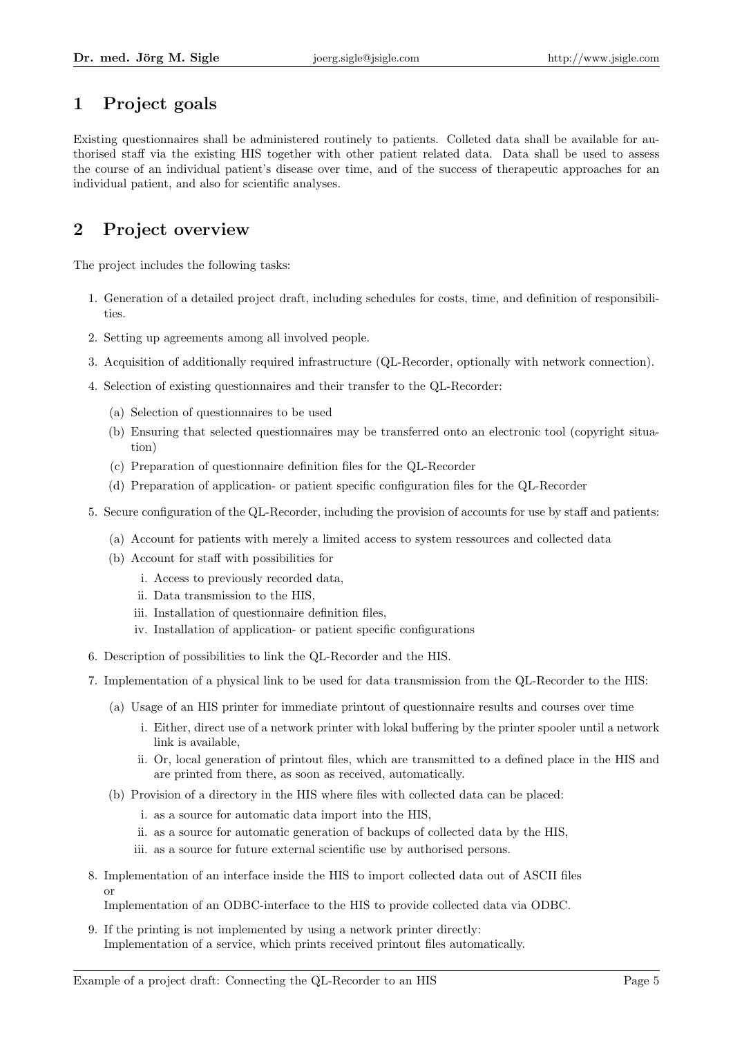## 1 Project goals

Existing questionnaires shall be administered routinely to patients. Colleted data shall be available for authorised staff via the existing HIS together with other patient related data. Data shall be used to assess the course of an individual patient's disease over time, and of the success of therapeutic approaches for an individual patient, and also for scientific analyses.

## 2 Project overview

The project includes the following tasks:

1. Generation of a detailed project draft, including schedules for costs, time, and definition of responsibilities.
2. Setting up agreements among all involved people.
3. Acquisition of additionally required infrastructure (QL-Recorder, optionally with network connection).
4. Selection of existing questionnaires and their transfer to the QL-Recorder:
   (a) Selection of questionnaires to be used
   (b) Ensuring that selected questionnaires may be transferred onto an electronic tool (copyright situation)
   (c) Preparation of questionnaire definition files for the QL-Recorder
   (d) Preparation of application- or patient specific configuration files for the QL-Recorder
5. Secure configuration of the QL-Recorder, including the provision of accounts for use by staff and patients:
   (a) Account for patients with merely a limited access to system ressources and collected data
   (b) Account for staff with possibilities for
      i. Access to previously recorded data,
      ii. Data transmission to the HIS,
      iii. Installation of questionnaire definition files,
      iv. Installation of application- or patient specific configurations
6. Description of possibilities to link the QL-Recorder and the HIS.
7. Implementation of a physical link to be used for data transmission from the QL-Recorder to the HIS:
   (a) Usage of an HIS printer for immediate printout of questionnaire results and courses over time
      i. Either, direct use of a network printer with lokal buffering by the printer spooler until a network link is available,
      ii. Or, local generation of printout files, which are transmitted to a defined place in the HIS and are printed from there, as soon as received, automatically.
   (b) Provision of a directory in the HIS where files with collected data can be placed:
      i. as a source for automatic data import into the HIS,
      ii. as a source for automatic generation of backups of collected data by the HIS,
      iii. as a source for future external scientific use by authorised persons.
8. Implementation of an interface inside the HIS to import collected data out of ASCII files
   or
   Implementation of an ODBC-interface to the HIS to provide collected data via ODBC.
9. If the printing is not implemented by using a network printer directly:
   Implementation of a service, which prints received printout files automatically.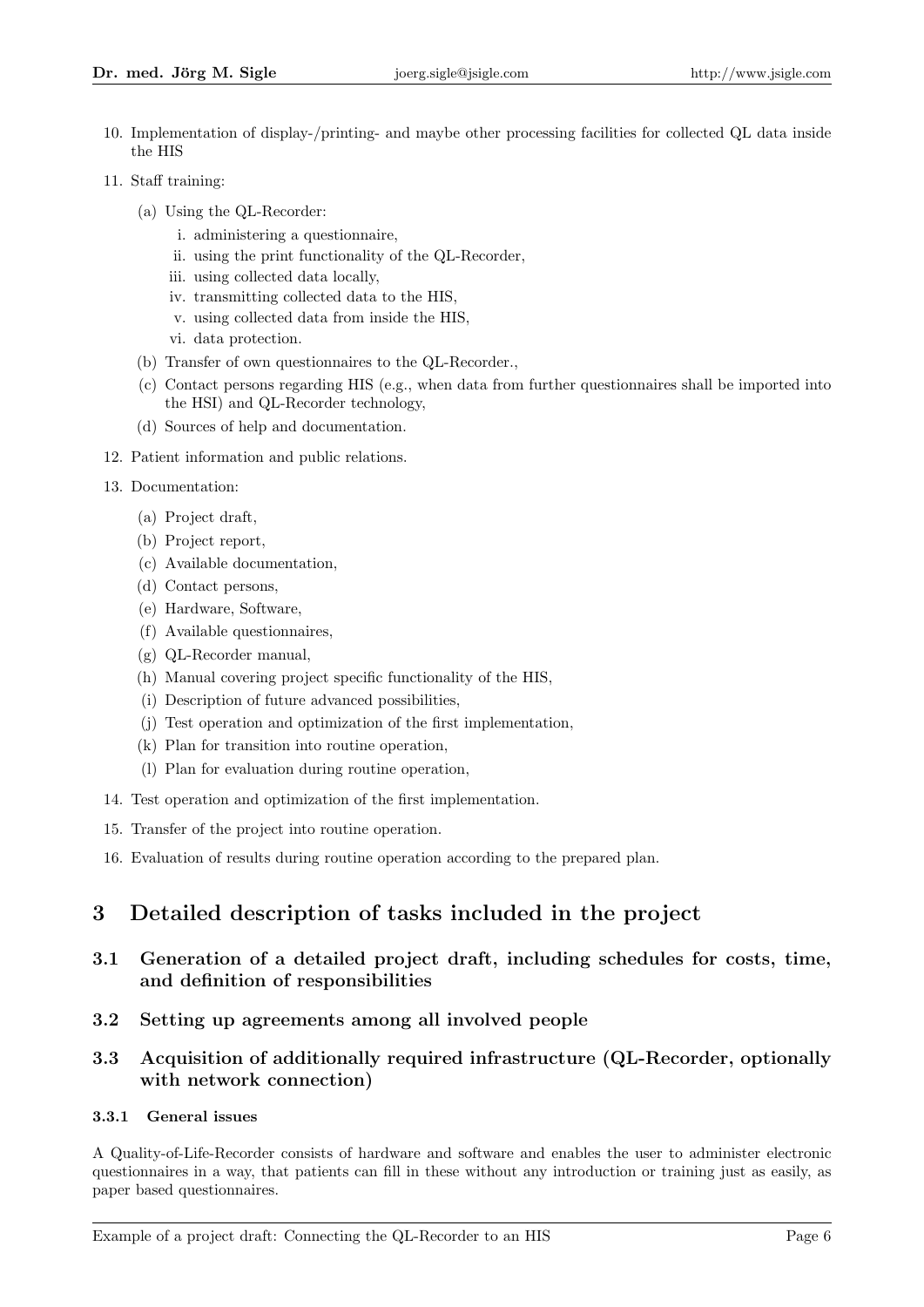10. Implementation of display-/printing- and maybe other processing facilities for collected QL data inside the HIS
11. Staff training:
    (a) Using the QL-Recorder:
        i. administering a questionnaire,
        ii. using the print functionality of the QL-Recorder,
        iii. using collected data locally,
        iv. transmitting collected data to the HIS,
        v. using collected data from inside the HIS,
        vi. data protection.
    (b) Transfer of own questionnaires to the QL-Recorder.,
    (c) Contact persons regarding HIS (e.g., when data from further questionnaires shall be imported into the HSI) and QL-Recorder technology,
    (d) Sources of help and documentation.
12. Patient information and public relations.
13. Documentation:
    (a) Project draft,
    (b) Project report,
    (c) Available documentation,
    (d) Contact persons,
    (e) Hardware, Software,
    (f) Available questionnaires,
    (g) QL-Recorder manual,
    (h) Manual covering project specific functionality of the HIS,
    (i) Description of future advanced possibilities,
    (j) Test operation and optimization of the first implementation,
    (k) Plan for transition into routine operation,
    (l) Plan for evaluation during routine operation,
14. Test operation and optimization of the first implementation.
15. Transfer of the project into routine operation.
16. Evaluation of results during routine operation according to the prepared plan.

# 3 Detailed description of tasks included in the project

## 3.1 Generation of a detailed project draft, including schedules for costs, time, and definition of responsibilities

## 3.2 Setting up agreements among all involved people

## 3.3 Acquisition of additionally required infrastructure (QL-Recorder, optionally with network connection)

### 3.3.1 General issues

A Quality-of-Life-Recorder consists of hardware and software and enables the user to administer electronic questionnaires in a way, that patients can fill in these without any introduction or training just as easily, as paper based questionnaires.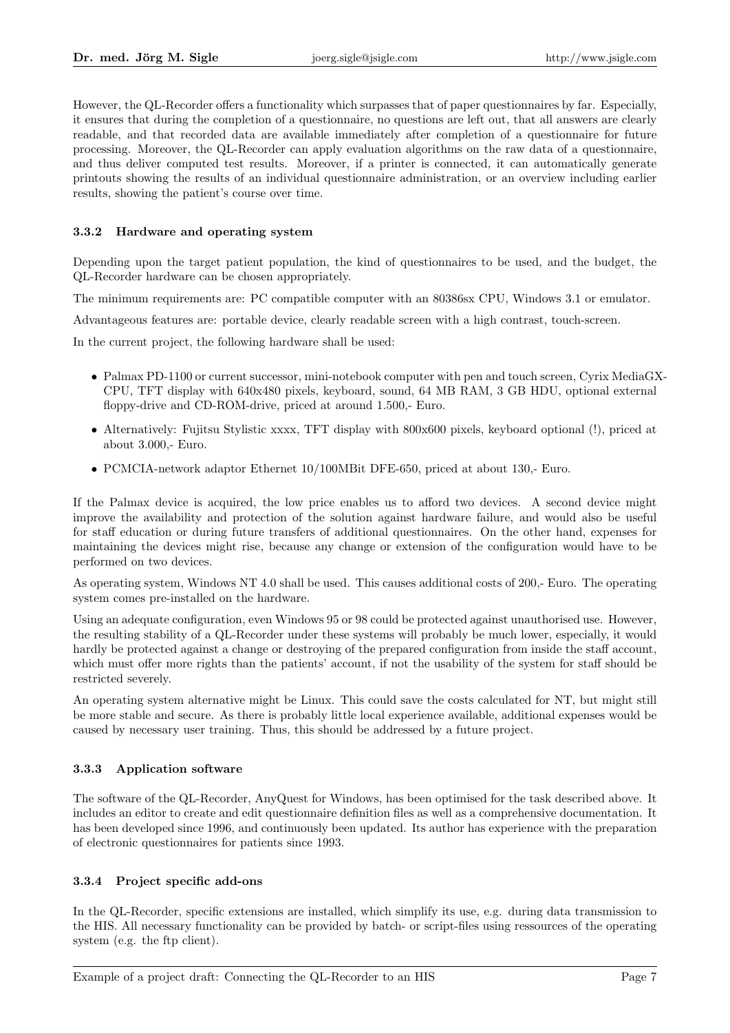However, the QL-Recorder offers a functionality which surpasses that of paper questionnaires by far. Especially, it ensures that during the completion of a questionnaire, no questions are left out, that all answers are clearly readable, and that recorded data are available immediately after completion of a questionnaire for future processing. Moreover, the QL-Recorder can apply evaluation algorithms on the raw data of a questionnaire, and thus deliver computed test results. Moreover, if a printer is connected, it can automatically generate printouts showing the results of an individual questionnaire administration, or an overview including earlier results, showing the patient's course over time.

### 3.3.2 Hardware and operating system

Depending upon the target patient population, the kind of questionnaires to be used, and the budget, the QL-Recorder hardware can be chosen appropriately.

The minimum requirements are: PC compatible computer with an 80386sx CPU, Windows 3.1 or emulator.

Advantageous features are: portable device, clearly readable screen with a high contrast, touch-screen.

In the current project, the following hardware shall be used:

- Palmax PD-1100 or current successor, mini-notebook computer with pen and touch screen, Cyrix MediaGX-CPU, TFT display with 640x480 pixels, keyboard, sound, 64 MB RAM, 3 GB HDU, optional external floppy-drive and CD-ROM-drive, priced at around 1.500,- Euro.
- Alternatively: Fujitsu Stylistic xxxx, TFT display with 800x600 pixels, keyboard optional (!), priced at about 3.000,- Euro.
- PCMCIA-network adaptor Ethernet 10/100MBit DFE-650, priced at about 130,- Euro.

If the Palmax device is acquired, the low price enables us to afford two devices. A second device might improve the availability and protection of the solution against hardware failure, and would also be useful for staff education or during future transfers of additional questionnaires. On the other hand, expenses for maintaining the devices might rise, because any change or extension of the configuration would have to be performed on two devices.

As operating system, Windows NT 4.0 shall be used. This causes additional costs of 200,- Euro. The operating system comes pre-installed on the hardware.

Using an adequate configuration, even Windows 95 or 98 could be protected against unauthorised use. However, the resulting stability of a QL-Recorder under these systems will probably be much lower, especially, it would hardly be protected against a change or destroying of the prepared configuration from inside the staff account, which must offer more rights than the patients' account, if not the usability of the system for staff should be restricted severely.

An operating system alternative might be Linux. This could save the costs calculated for NT, but might still be more stable and secure. As there is probably little local experience available, additional expenses would be caused by necessary user training. Thus, this should be addressed by a future project.

### 3.3.3 Application software

The software of the QL-Recorder, AnyQuest for Windows, has been optimised for the task described above. It includes an editor to create and edit questionnaire definition files as well as a comprehensive documentation. It has been developed since 1996, and continuously been updated. Its author has experience with the preparation of electronic questionnaires for patients since 1993.

### 3.3.4 Project specific add-ons

In the QL-Recorder, specific extensions are installed, which simplify its use, e.g. during data transmission to the HIS. All necessary functionality can be provided by batch- or script-files using ressources of the operating system (e.g. the ftp client).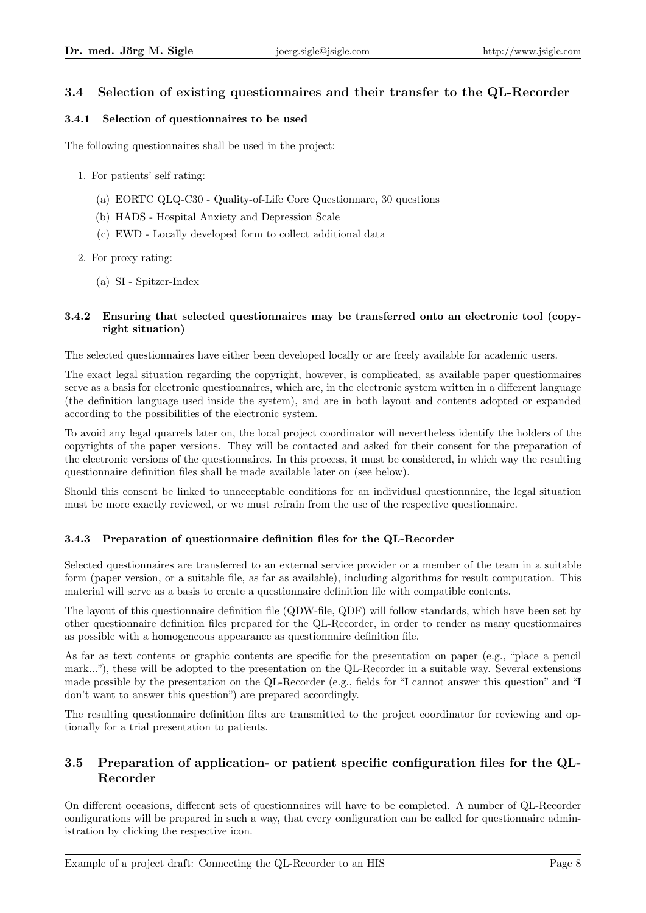## 3.4 Selection of existing questionnaires and their transfer to the QL-Recorder

### 3.4.1 Selection of questionnaires to be used

The following questionnaires shall be used in the project:

1. For patients' self rating:
   (a) EORTC QLQ-C30 - Quality-of-Life Core Questionnare, 30 questions
   (b) HADS - Hospital Anxiety and Depression Scale
   (c) EWD - Locally developed form to collect additional data
2. For proxy rating:
   (a) SI - Spitzer-Index

### 3.4.2 Ensuring that selected questionnaires may be transferred onto an electronic tool (copyright situation)

The selected questionnaires have either been developed locally or are freely available for academic users.

The exact legal situation regarding the copyright, however, is complicated, as available paper questionnaires serve as a basis for electronic questionnaires, which are, in the electronic system written in a different language (the definition language used inside the system), and are in both layout and contents adopted or expanded according to the possibilities of the electronic system.

To avoid any legal quarrels later on, the local project coordinator will nevertheless identify the holders of the copyrights of the paper versions. They will be contacted and asked for their consent for the preparation of the electronic versions of the questionnaires. In this process, it must be considered, in which way the resulting questionnaire definition files shall be made available later on (see below).

Should this consent be linked to unacceptable conditions for an individual questionnaire, the legal situation must be more exactly reviewed, or we must refrain from the use of the respective questionnaire.

### 3.4.3 Preparation of questionnaire definition files for the QL-Recorder

Selected questionnaires are transferred to an external service provider or a member of the team in a suitable form (paper version, or a suitable file, as far as available), including algorithms for result computation. This material will serve as a basis to create a questionnaire definition file with compatible contents.

The layout of this questionnaire definition file (QDW-file, QDF) will follow standards, which have been set by other questionnaire definition files prepared for the QL-Recorder, in order to render as many questionnaires as possible with a homogeneous appearance as questionnaire definition file.

As far as text contents or graphic contents are specific for the presentation on paper (e.g., "place a pencil mark..."), these will be adopted to the presentation on the QL-Recorder in a suitable way. Several extensions made possible by the presentation on the QL-Recorder (e.g., fields for "I cannot answer this question" and "I don't want to answer this question") are prepared accordingly.

The resulting questionnaire definition files are transmitted to the project coordinator for reviewing and optionally for a trial presentation to patients.

## 3.5 Preparation of application- or patient specific configuration files for the QL-Recorder

On different occasions, different sets of questionnaires will have to be completed. A number of QL-Recorder configurations will be prepared in such a way, that every configuration can be called for questionnaire administration by clicking the respective icon.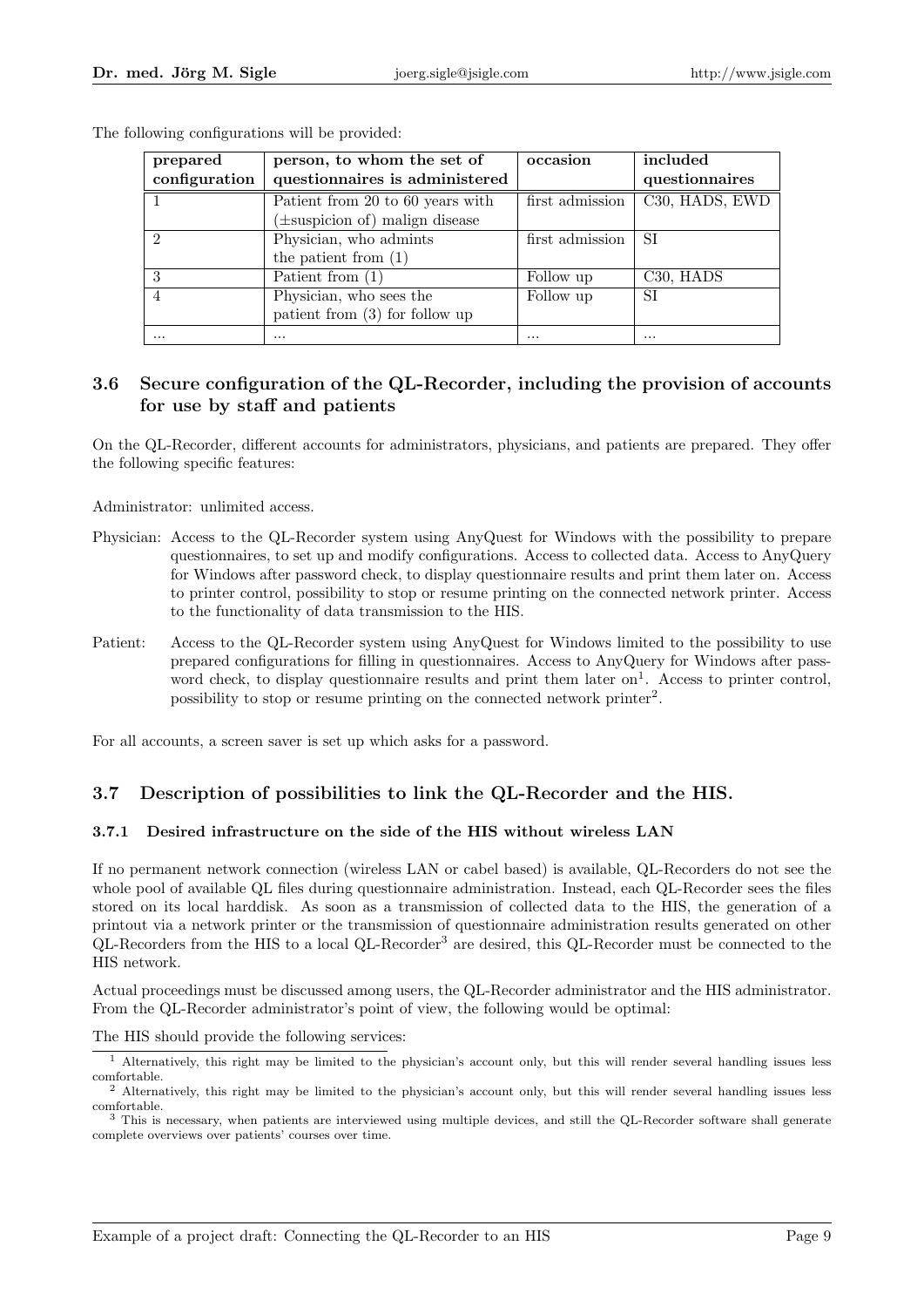The following configurations will be provided:

| **prepared configuration** | **person, to whom the set of questionnaires is administered** | **occasion** | **included questionnaires** |
|---|---|---|---|
| 1 | Patient from 20 to 60 years with (±suspicion of) malign disease | first admission | C30, HADS, EWD |
| 2 | Physician, who admints the patient from (1) | first admission | SI |
| 3 | Patient from (1) | Follow up | C30, HADS |
| 4 | Physician, who sees the patient from (3) for follow up | Follow up | SI |
| ... | ... | ... | ... |

### 3.6 Secure configuration of the QL-Recorder, including the provision of accounts for use by staff and patients

On the QL-Recorder, different accounts for administrators, physicians, and patients are prepared. They offer the following specific features:

Administrator: unlimited access.

Physician: Access to the QL-Recorder system using AnyQuest for Windows with the possibility to prepare questionnaires, to set up and modify configurations. Access to collected data. Access to AnyQuery for Windows after password check, to display questionnaire results and print them later on. Access to printer control, possibility to stop or resume printing on the connected network printer. Access to the functionality of data transmission to the HIS.

Patient: Access to the QL-Recorder system using AnyQuest for Windows limited to the possibility to use prepared configurations for filling in questionnaires. Access to AnyQuery for Windows after password check, to display questionnaire results and print them later on[1]. Access to printer control, possibility to stop or resume printing on the connected network printer[2].

For all accounts, a screen saver is set up which asks for a password.

### 3.7 Description of possibilities to link the QL-Recorder and the HIS.

#### 3.7.1 Desired infrastructure on the side of the HIS without wireless LAN

If no permanent network connection (wireless LAN or cabel based) is available, QL-Recorders do not see the whole pool of available QL files during questionnaire administration. Instead, each QL-Recorder sees the files stored on its local harddisk. As soon as a transmission of collected data to the HIS, the generation of a printout via a network printer or the transmission of questionnaire administration results generated on other QL-Recorders from the HIS to a local QL-Recorder[3] are desired, this QL-Recorder must be connected to the HIS network.

Actual proceedings must be discussed among users, the QL-Recorder administrator and the HIS administrator. From the QL-Recorder administrator's point of view, the following would be optimal:

The HIS should provide the following services:

[1] Alternatively, this right may be limited to the physician's account only, but this will render several handling issues less comfortable.

[2] Alternatively, this right may be limited to the physician's account only, but this will render several handling issues less comfortable.

[3] This is necessary, when patients are interviewed using multiple devices, and still the QL-Recorder software shall generate complete overviews over patients' courses over time.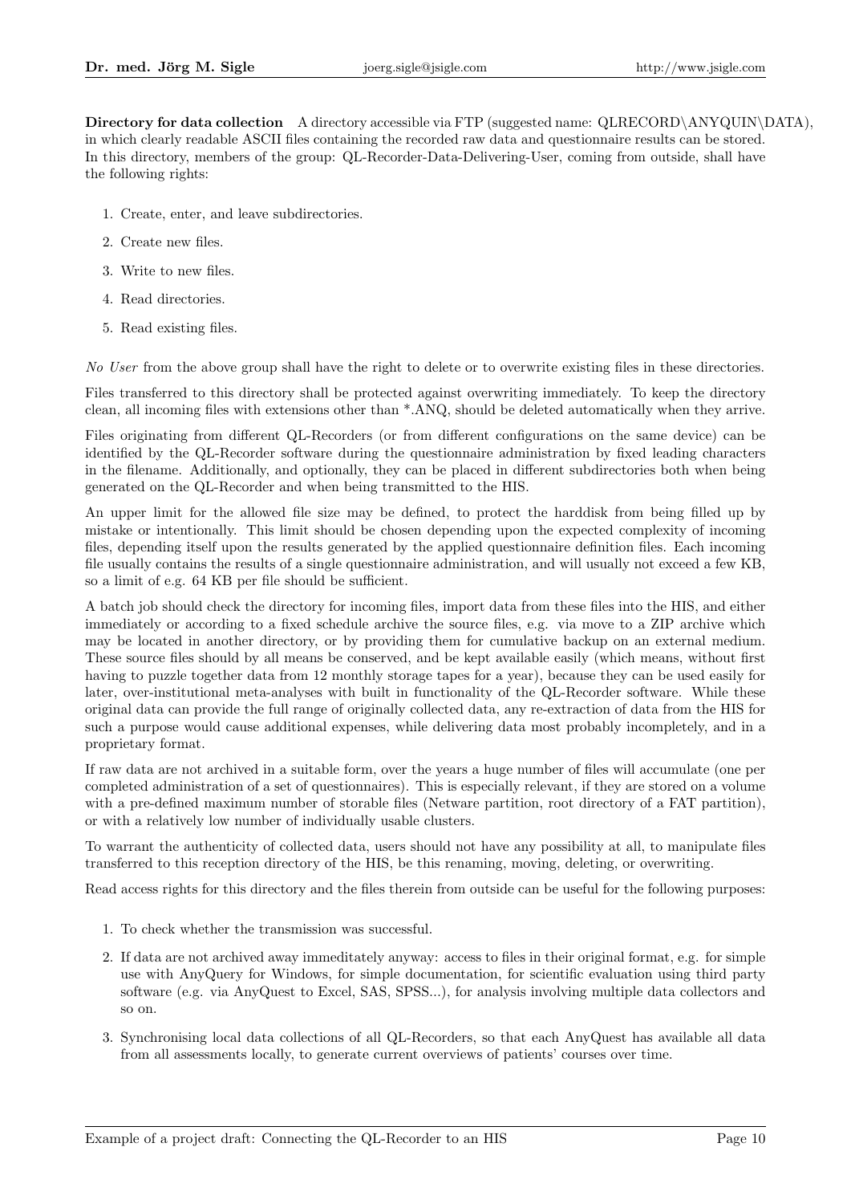**Directory for data collection** A directory accessible via FTP (suggested name: QLRECORD\ANYQUIN\DATA), in which clearly readable ASCII files containing the recorded raw data and questionnaire results can be stored. In this directory, members of the group: QL-Recorder-Data-Delivering-User, coming from outside, shall have the following rights:

1. Create, enter, and leave subdirectories.
2. Create new files.
3. Write to new files.
4. Read directories.
5. Read existing files.

*No User* from the above group shall have the right to delete or to overwrite existing files in these directories.

Files transferred to this directory shall be protected against overwriting immediately. To keep the directory clean, all incoming files with extensions other than *.ANQ, should be deleted automatically when they arrive.

Files originating from different QL-Recorders (or from different configurations on the same device) can be identified by the QL-Recorder software during the questionnaire administration by fixed leading characters in the filename. Additionally, and optionally, they can be placed in different subdirectories both when being generated on the QL-Recorder and when being transmitted to the HIS.

An upper limit for the allowed file size may be defined, to protect the harddisk from being filled up by mistake or intentionally. This limit should be chosen depending upon the expected complexity of incoming files, depending itself upon the results generated by the applied questionnaire definition files. Each incoming file usually contains the results of a single questionnaire administration, and will usually not exceed a few KB, so a limit of e.g. 64 KB per file should be sufficient.

A batch job should check the directory for incoming files, import data from these files into the HIS, and either immediately or according to a fixed schedule archive the source files, e.g. via move to a ZIP archive which may be located in another directory, or by providing them for cumulative backup on an external medium. These source files should by all means be conserved, and be kept available easily (which means, without first having to puzzle together data from 12 monthly storage tapes for a year), because they can be used easily for later, over-institutional meta-analyses with built in functionality of the QL-Recorder software. While these original data can provide the full range of originally collected data, any re-extraction of data from the HIS for such a purpose would cause additional expenses, while delivering data most probably incompletely, and in a proprietary format.

If raw data are not archived in a suitable form, over the years a huge number of files will accumulate (one per completed administration of a set of questionnaires). This is especially relevant, if they are stored on a volume with a pre-defined maximum number of storable files (Netware partition, root directory of a FAT partition), or with a relatively low number of individually usable clusters.

To warrant the authenticity of collected data, users should not have any possibility at all, to manipulate files transferred to this reception directory of the HIS, be this renaming, moving, deleting, or overwriting.

Read access rights for this directory and the files therein from outside can be useful for the following purposes:

1. To check whether the transmission was successful.
2. If data are not archived away immeditately anyway: access to files in their original format, e.g. for simple use with AnyQuery for Windows, for simple documentation, for scientific evaluation using third party software (e.g. via AnyQuest to Excel, SAS, SPSS...), for analysis involving multiple data collectors and so on.
3. Synchronising local data collections of all QL-Recorders, so that each AnyQuest has available all data from all assessments locally, to generate current overviews of patients' courses over time.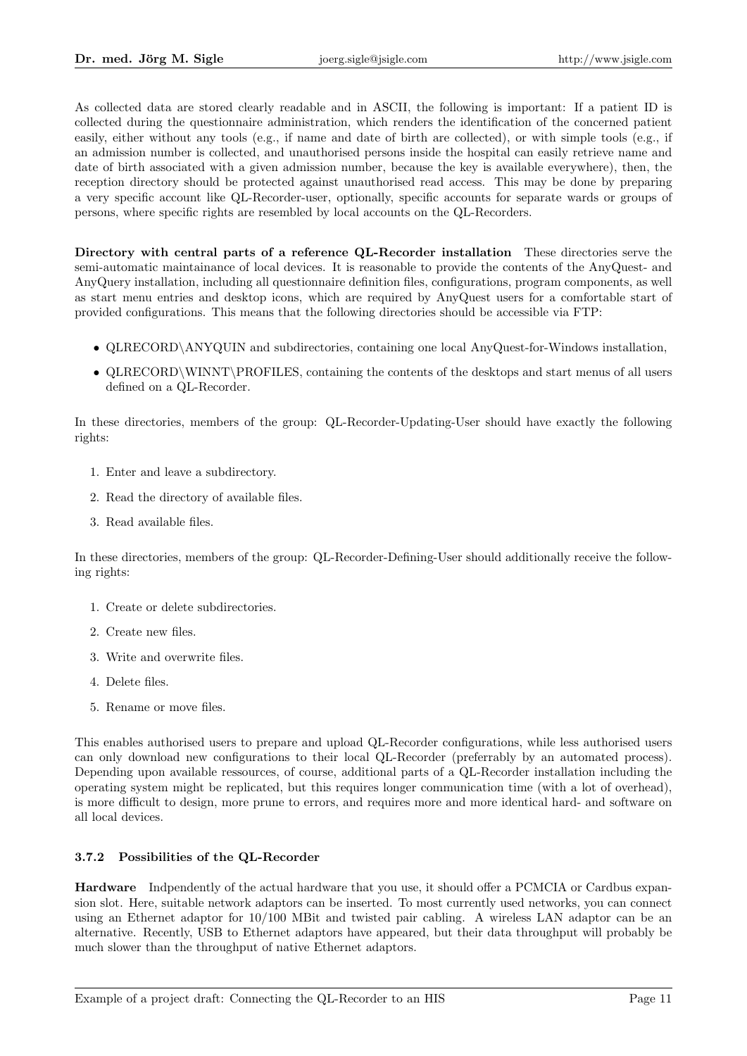As collected data are stored clearly readable and in ASCII, the following is important: If a patient ID is collected during the questionnaire administration, which renders the identification of the concerned patient easily, either without any tools (e.g., if name and date of birth are collected), or with simple tools (e.g., if an admission number is collected, and unauthorised persons inside the hospital can easily retrieve name and date of birth associated with a given admission number, because the key is available everywhere), then, the reception directory should be protected against unauthorised read access. This may be done by preparing a very specific account like QL-Recorder-user, optionally, specific accounts for separate wards or groups of persons, where specific rights are resembled by local accounts on the QL-Recorders.

**Directory with central parts of a reference QL-Recorder installation** These directories serve the semi-automatic maintainance of local devices. It is reasonable to provide the contents of the AnyQuest- and AnyQuery installation, including all questionnaire definition files, configurations, program components, as well as start menu entries and desktop icons, which are required by AnyQuest users for a comfortable start of provided configurations. This means that the following directories should be accessible via FTP:

- QLRECORD\ANYQUIN and subdirectories, containing one local AnyQuest-for-Windows installation,
- QLRECORD\WINNT\PROFILES, containing the contents of the desktops and start menus of all users defined on a QL-Recorder.

In these directories, members of the group: QL-Recorder-Updating-User should have exactly the following rights:

1. Enter and leave a subdirectory.
2. Read the directory of available files.
3. Read available files.

In these directories, members of the group: QL-Recorder-Defining-User should additionally receive the following rights:

1. Create or delete subdirectories.
2. Create new files.
3. Write and overwrite files.
4. Delete files.
5. Rename or move files.

This enables authorised users to prepare and upload QL-Recorder configurations, while less authorised users can only download new configurations to their local QL-Recorder (preferrably by an automated process). Depending upon available ressources, of course, additional parts of a QL-Recorder installation including the operating system might be replicated, but this requires longer communication time (with a lot of overhead), is more difficult to design, more prune to errors, and requires more and more identical hard- and software on all local devices.

### 3.7.2 Possibilities of the QL-Recorder

**Hardware** Indpendently of the actual hardware that you use, it should offer a PCMCIA or Cardbus expansion slot. Here, suitable network adaptors can be inserted. To most currently used networks, you can connect using an Ethernet adaptor for 10/100 MBit and twisted pair cabling. A wireless LAN adaptor can be an alternative. Recently, USB to Ethernet adaptors have appeared, but their data throughput will probably be much slower than the throughput of native Ethernet adaptors.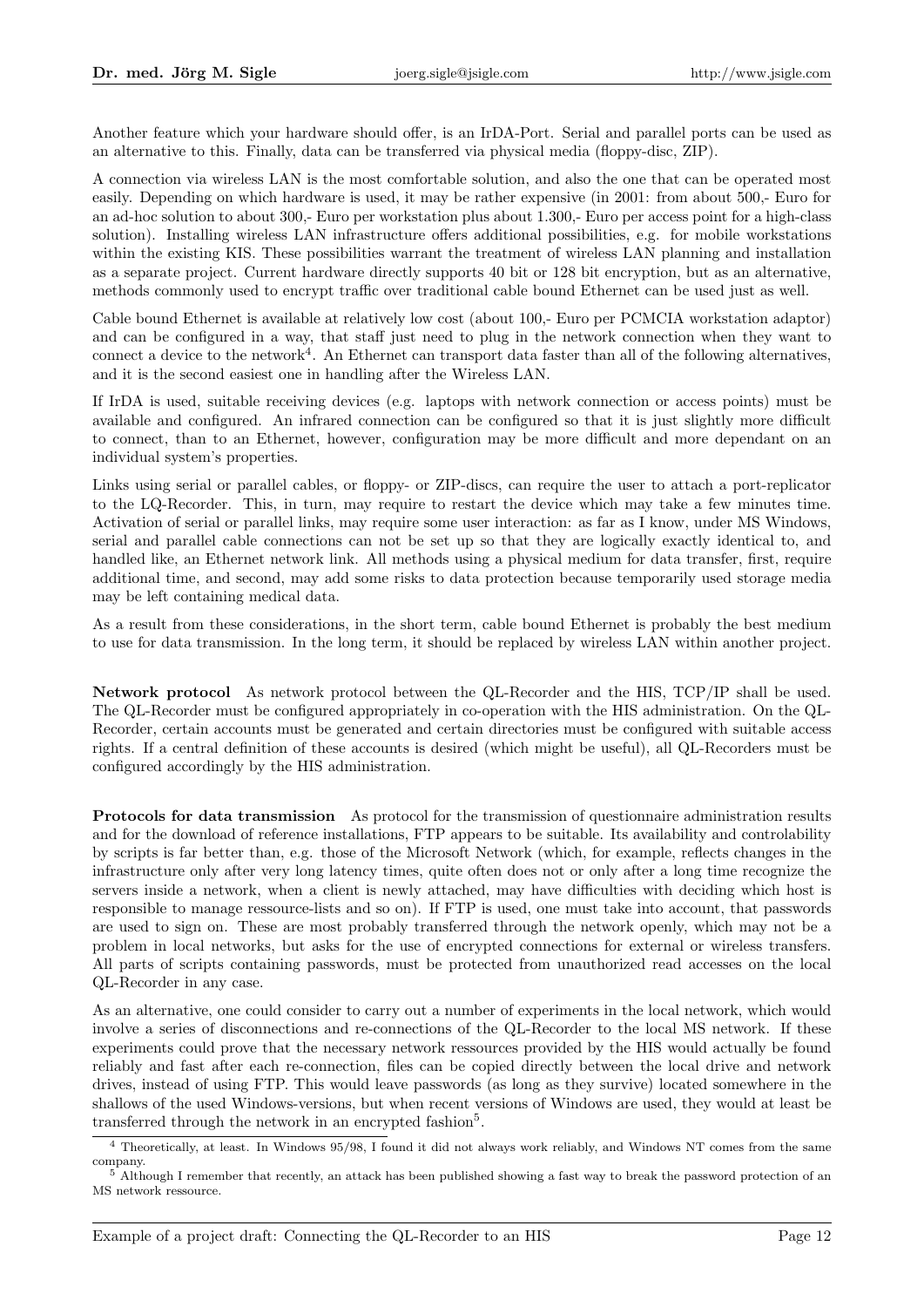Another feature which your hardware should offer, is an IrDA-Port. Serial and parallel ports can be used as an alternative to this. Finally, data can be transferred via physical media (floppy-disc, ZIP).

A connection via wireless LAN is the most comfortable solution, and also the one that can be operated most easily. Depending on which hardware is used, it may be rather expensive (in 2001: from about 500,- Euro for an ad-hoc solution to about 300,- Euro per workstation plus about 1.300,- Euro per access point for a high-class solution). Installing wireless LAN infrastructure offers additional possibilities, e.g. for mobile workstations within the existing KIS. These possibilities warrant the treatment of wireless LAN planning and installation as a separate project. Current hardware directly supports 40 bit or 128 bit encryption, but as an alternative, methods commonly used to encrypt traffic over traditional cable bound Ethernet can be used just as well.

Cable bound Ethernet is available at relatively low cost (about 100,- Euro per PCMCIA workstation adaptor) and can be configured in a way, that staff just need to plug in the network connection when they want to connect a device to the network[4]. An Ethernet can transport data faster than all of the following alternatives, and it is the second easiest one in handling after the Wireless LAN.

If IrDA is used, suitable receiving devices (e.g. laptops with network connection or access points) must be available and configured. An infrared connection can be configured so that it is just slightly more difficult to connect, than to an Ethernet, however, configuration may be more difficult and more dependant on an individual system's properties.

Links using serial or parallel cables, or floppy- or ZIP-discs, can require the user to attach a port-replicator to the LQ-Recorder. This, in turn, may require to restart the device which may take a few minutes time. Activation of serial or parallel links, may require some user interaction: as far as I know, under MS Windows, serial and parallel cable connections can not be set up so that they are logically exactly identical to, and handled like, an Ethernet network link. All methods using a physical medium for data transfer, first, require additional time, and second, may add some risks to data protection because temporarily used storage media may be left containing medical data.

As a result from these considerations, in the short term, cable bound Ethernet is probably the best medium to use for data transmission. In the long term, it should be replaced by wireless LAN within another project.

**Network protocol** As network protocol between the QL-Recorder and the HIS, TCP/IP shall be used. The QL-Recorder must be configured appropriately in co-operation with the HIS administration. On the QL-Recorder, certain accounts must be generated and certain directories must be configured with suitable access rights. If a central definition of these accounts is desired (which might be useful), all QL-Recorders must be configured accordingly by the HIS administration.

**Protocols for data transmission** As protocol for the transmission of questionnaire administration results and for the download of reference installations, FTP appears to be suitable. Its availability and controlability by scripts is far better than, e.g. those of the Microsoft Network (which, for example, reflects changes in the infrastructure only after very long latency times, quite often does not or only after a long time recognize the servers inside a network, when a client is newly attached, may have difficulties with deciding which host is responsible to manage ressource-lists and so on). If FTP is used, one must take into account, that passwords are used to sign on. These are most probably transferred through the network openly, which may not be a problem in local networks, but asks for the use of encrypted connections for external or wireless transfers. All parts of scripts containing passwords, must be protected from unauthorized read accesses on the local QL-Recorder in any case.

As an alternative, one could consider to carry out a number of experiments in the local network, which would involve a series of disconnections and re-connections of the QL-Recorder to the local MS network. If these experiments could prove that the necessary network ressources provided by the HIS would actually be found reliably and fast after each re-connection, files can be copied directly between the local drive and network drives, instead of using FTP. This would leave passwords (as long as they survive) located somewhere in the shallows of the used Windows-versions, but when recent versions of Windows are used, they would at least be transferred through the network in an encrypted fashion[5].

---

[4] Theoretically, at least. In Windows 95/98, I found it did not always work reliably, and Windows NT comes from the same company.

[5] Although I remember that recently, an attack has been published showing a fast way to break the password protection of an MS network ressource.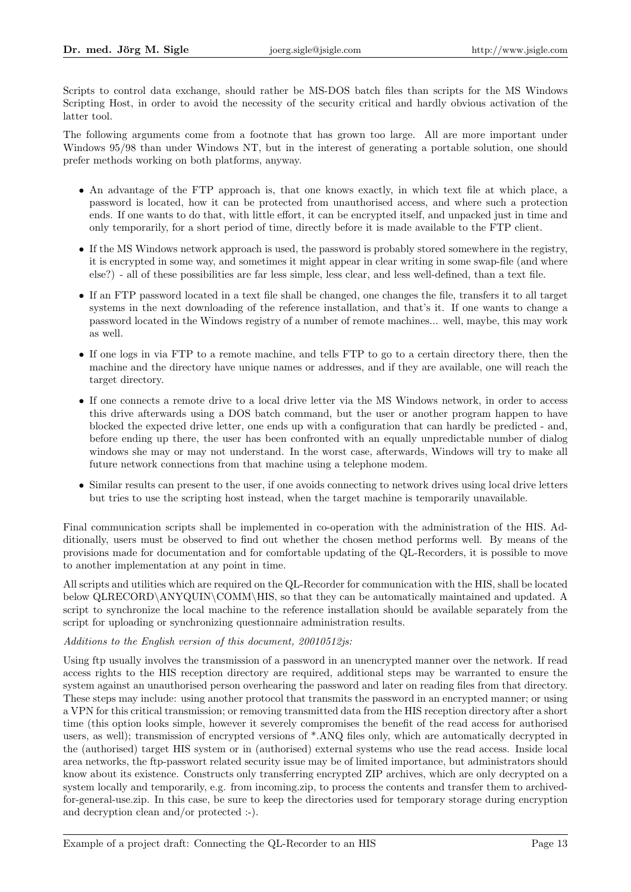Scripts to control data exchange, should rather be MS-DOS batch files than scripts for the MS Windows Scripting Host, in order to avoid the necessity of the security critical and hardly obvious activation of the latter tool.

The following arguments come from a footnote that has grown too large. All are more important under Windows 95/98 than under Windows NT, but in the interest of generating a portable solution, one should prefer methods working on both platforms, anyway.

- An advantage of the FTP approach is, that one knows exactly, in which text file at which place, a password is located, how it can be protected from unauthorised access, and where such a protection ends. If one wants to do that, with little effort, it can be encrypted itself, and unpacked just in time and only temporarily, for a short period of time, directly before it is made available to the FTP client.
- If the MS Windows network approach is used, the password is probably stored somewhere in the registry, it is encrypted in some way, and sometimes it might appear in clear writing in some swap-file (and where else?) - all of these possibilities are far less simple, less clear, and less well-defined, than a text file.
- If an FTP password located in a text file shall be changed, one changes the file, transfers it to all target systems in the next downloading of the reference installation, and that's it. If one wants to change a password located in the Windows registry of a number of remote machines... well, maybe, this may work as well.
- If one logs in via FTP to a remote machine, and tells FTP to go to a certain directory there, then the machine and the directory have unique names or addresses, and if they are available, one will reach the target directory.
- If one connects a remote drive to a local drive letter via the MS Windows network, in order to access this drive afterwards using a DOS batch command, but the user or another program happen to have blocked the expected drive letter, one ends up with a configuration that can hardly be predicted - and, before ending up there, the user has been confronted with an equally unpredictable number of dialog windows she may or may not understand. In the worst case, afterwards, Windows will try to make all future network connections from that machine using a telephone modem.
- Similar results can present to the user, if one avoids connecting to network drives using local drive letters but tries to use the scripting host instead, when the target machine is temporarily unavailable.

Final communication scripts shall be implemented in co-operation with the administration of the HIS. Additionally, users must be observed to find out whether the chosen method performs well. By means of the provisions made for documentation and for comfortable updating of the QL-Recorders, it is possible to move to another implementation at any point in time.

All scripts and utilities which are required on the QL-Recorder for communication with the HIS, shall be located below QLRECORD\ANYQUIN\COMM\HIS, so that they can be automatically maintained and updated. A script to synchronize the local machine to the reference installation should be available separately from the script for uploading or synchronizing questionnaire administration results.

*Additions to the English version of this document, 20010512js:*

Using ftp usually involves the transmission of a password in an unencrypted manner over the network. If read access rights to the HIS reception directory are required, additional steps may be warranted to ensure the system against an unauthorised person overhearing the password and later on reading files from that directory. These steps may include: using another protocol that transmits the password in an encrypted manner; or using a VPN for this critical transmission; or removing transmitted data from the HIS reception directory after a short time (this option looks simple, however it severely compromises the benefit of the read access for authorised users, as well); transmission of encrypted versions of *.ANQ files only, which are automatically decrypted in the (authorised) target HIS system or in (authorised) external systems who use the read access. Inside local area networks, the ftp-passwort related security issue may be of limited importance, but administrators should know about its existence. Constructs only transferring encrypted ZIP archives, which are only decrypted on a system locally and temporarily, e.g. from incoming.zip, to process the contents and transfer them to archived-for-general-use.zip. In this case, be sure to keep the directories used for temporary storage during encryption and decryption clean and/or protected :-).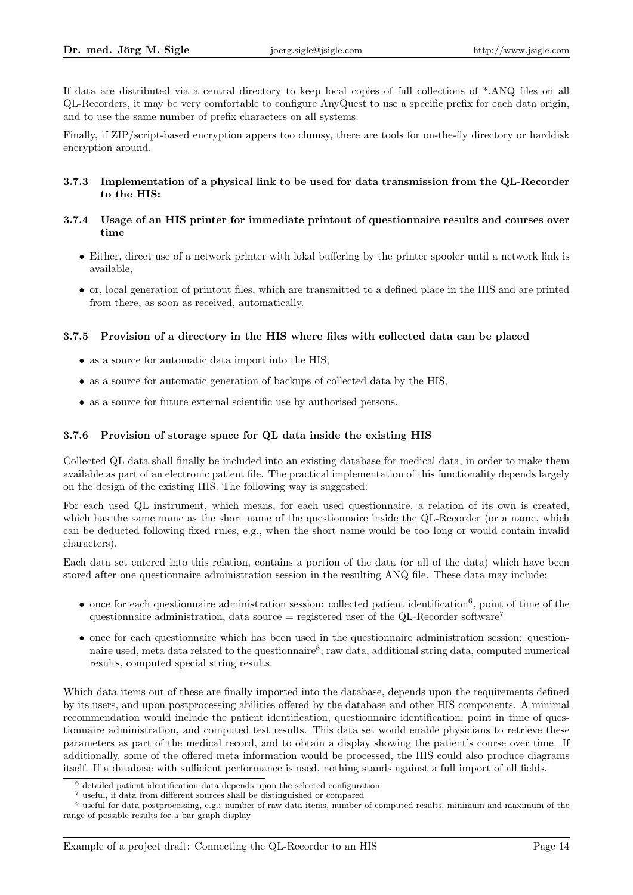If data are distributed via a central directory to keep local copies of full collections of *.ANQ files on all QL-Recorders, it may be very comfortable to configure AnyQuest to use a specific prefix for each data origin, and to use the same number of prefix characters on all systems.

Finally, if ZIP/script-based encryption appers too clumsy, there are tools for on-the-fly directory or harddisk encryption around.

### 3.7.3 Implementation of a physical link to be used for data transmission from the QL-Recorder to the HIS:

### 3.7.4 Usage of an HIS printer for immediate printout of questionnaire results and courses over time

- Either, direct use of a network printer with lokal buffering by the printer spooler until a network link is available,
- or, local generation of printout files, which are transmitted to a defined place in the HIS and are printed from there, as soon as received, automatically.

### 3.7.5 Provision of a directory in the HIS where files with collected data can be placed

- as a source for automatic data import into the HIS,
- as a source for automatic generation of backups of collected data by the HIS,
- as a source for future external scientific use by authorised persons.

### 3.7.6 Provision of storage space for QL data inside the existing HIS

Collected QL data shall finally be included into an existing database for medical data, in order to make them available as part of an electronic patient file. The practical implementation of this functionality depends largely on the design of the existing HIS. The following way is suggested:

For each used QL instrument, which means, for each used questionnaire, a relation of its own is created, which has the same name as the short name of the questionnaire inside the QL-Recorder (or a name, which can be deducted following fixed rules, e.g., when the short name would be too long or would contain invalid characters).

Each data set entered into this relation, contains a portion of the data (or all of the data) which have been stored after one questionnaire administration session in the resulting ANQ file. These data may include:

- once for each questionnaire administration session: collected patient identification[6], point of time of the questionnaire administration, data source = registered user of the QL-Recorder software[7]
- once for each questionnaire which has been used in the questionnaire administration session: questionnaire used, meta data related to the questionnaire[8], raw data, additional string data, computed numerical results, computed special string results.

Which data items out of these are finally imported into the database, depends upon the requirements defined by its users, and upon postprocessing abilities offered by the database and other HIS components. A minimal recommendation would include the patient identification, questionnaire identification, point in time of questionnaire administration, and computed test results. This data set would enable physicians to retrieve these parameters as part of the medical record, and to obtain a display showing the patient's course over time. If additionally, some of the offered meta information would be processed, the HIS could also produce diagrams itself. If a database with sufficient performance is used, nothing stands against a full import of all fields.

[6] detailed patient identification data depends upon the selected configuration

[7] useful, if data from different sources shall be distinguished or compared

[8] useful for data postprocessing, e.g.: number of raw data items, number of computed results, minimum and maximum of the range of possible results for a bar graph display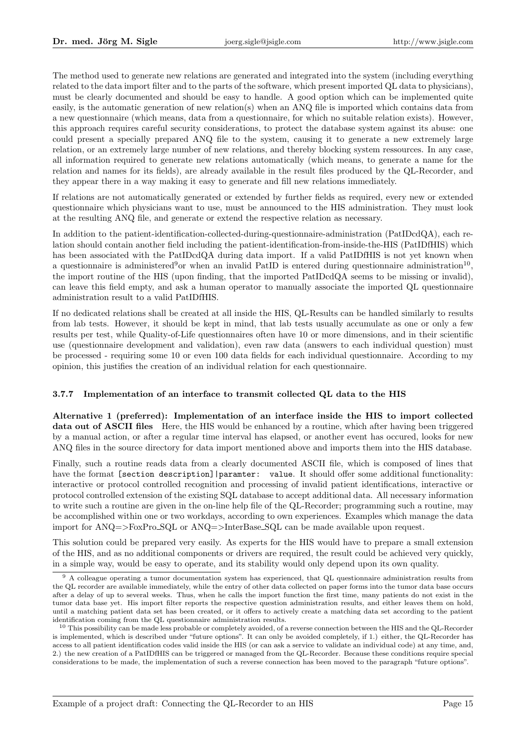The method used to generate new relations are generated and integrated into the system (including everything related to the data import filter and to the parts of the software, which present imported QL data to physicians), must be clearly documented and should be easy to handle. A good option which can be implemented quite easily, is the automatic generation of new relation(s) when an ANQ file is imported which contains data from a new questionnaire (which means, data from a questionnaire, for which no suitable relation exists). However, this approach requires careful security considerations, to protect the database system against its abuse: one could present a specially prepared ANQ file to the system, causing it to generate a new extremely large relation, or an extremely large number of new relations, and thereby blocking system ressources. In any case, all information required to generate new relations automatically (which means, to generate a name for the relation and names for its fields), are already available in the result files produced by the QL-Recorder, and they appear there in a way making it easy to generate and fill new relations immediately.

If relations are not automatically generated or extended by further fields as required, every new or extended questionnaire which physicians want to use, must be announced to the HIS administration. They must look at the resulting ANQ file, and generate or extend the respective relation as necessary.

In addition to the patient-identification-collected-during-questionnaire-administration (PatIDcdQA), each relation should contain another field including the patient-identification-from-inside-the-HIS (PatIDfHIS) which has been associated with the PatIDcdQA during data import. If a valid PatIDfHIS is not yet known when a questionnaire is administered[9]or when an invalid PatID is entered during questionnaire administration[10], the import routine of the HIS (upon finding, that the imported PatIDcdQA seems to be missing or invalid), can leave this field empty, and ask a human operator to manually associate the imported QL questionnaire administration result to a valid PatIDfHIS.

If no dedicated relations shall be created at all inside the HIS, QL-Results can be handled similarly to results from lab tests. However, it should be kept in mind, that lab tests usually accumulate as one or only a few results per test, while Quality-of-Life questionnaires often have 10 or more dimensions, and in their scientific use (questionnaire development and validation), even raw data (answers to each individual question) must be processed - requiring some 10 or even 100 data fields for each individual questionnaire. According to my opinion, this justifies the creation of an individual relation for each questionnaire.

### 3.7.7 Implementation of an interface to transmit collected QL data to the HIS

**Alternative 1 (preferred): Implementation of an interface inside the HIS to import collected data out of ASCII files** Here, the HIS would be enhanced by a routine, which after having been triggered by a manual action, or after a regular time interval has elapsed, or another event has occured, looks for new ANQ files in the source directory for data import mentioned above and imports them into the HIS database.

Finally, such a routine reads data from a clearly documented ASCII file, which is composed of lines that have the format `[section description]|paramter: value`. It should offer some additional functionality: interactive or protocol controlled recognition and processing of invalid patient identifications, interactive or protocol controlled extension of the existing SQL database to accept additional data. All necessary information to write such a routine are given in the on-line help file of the QL-Recorder; programming such a routine, may be accomplished within one or two workdays, according to own experiences. Examples which manage the data import for ANQ=>FoxPro_SQL or ANQ=>InterBase_SQL can be made available upon request.

This solution could be prepared very easily. As experts for the HIS would have to prepare a small extension of the HIS, and as no additional components or drivers are required, the result could be achieved very quickly, in a simple way, would be easy to operate, and its stability would only depend upon its own quality.

---

[9] A colleague operating a tumor documentation system has experienced, that QL questionnaire administration results from the QL recorder are available immediately, while the entry of other data collected on paper forms into the tumor data base occurs after a delay of up to several weeks. Thus, when he calls the import function the first time, many patients do not exist in the tumor data base yet. His import filter reports the respective question administration results, and either leaves them on hold, until a matching patient data set has been created, or it offers to actively create a matching data set according to the patient identification coming from the QL questionnaire administration results.

[10] This possibility can be made less probable or completely avoided, of a reverse connection between the HIS and the QL-Recorder is implemented, which is described under "future options". It can only be avoided completely, if 1.) either, the QL-Recorder has access to all patient identification codes valid inside the HIS (or can ask a service to validate an individual code) at any time, and, 2.) the new creation of a PatIDfHIS can be triggered or managed from the QL-Recorder. Because these conditions require special considerations to be made, the implementation of such a reverse connection has been moved to the paragraph "future options".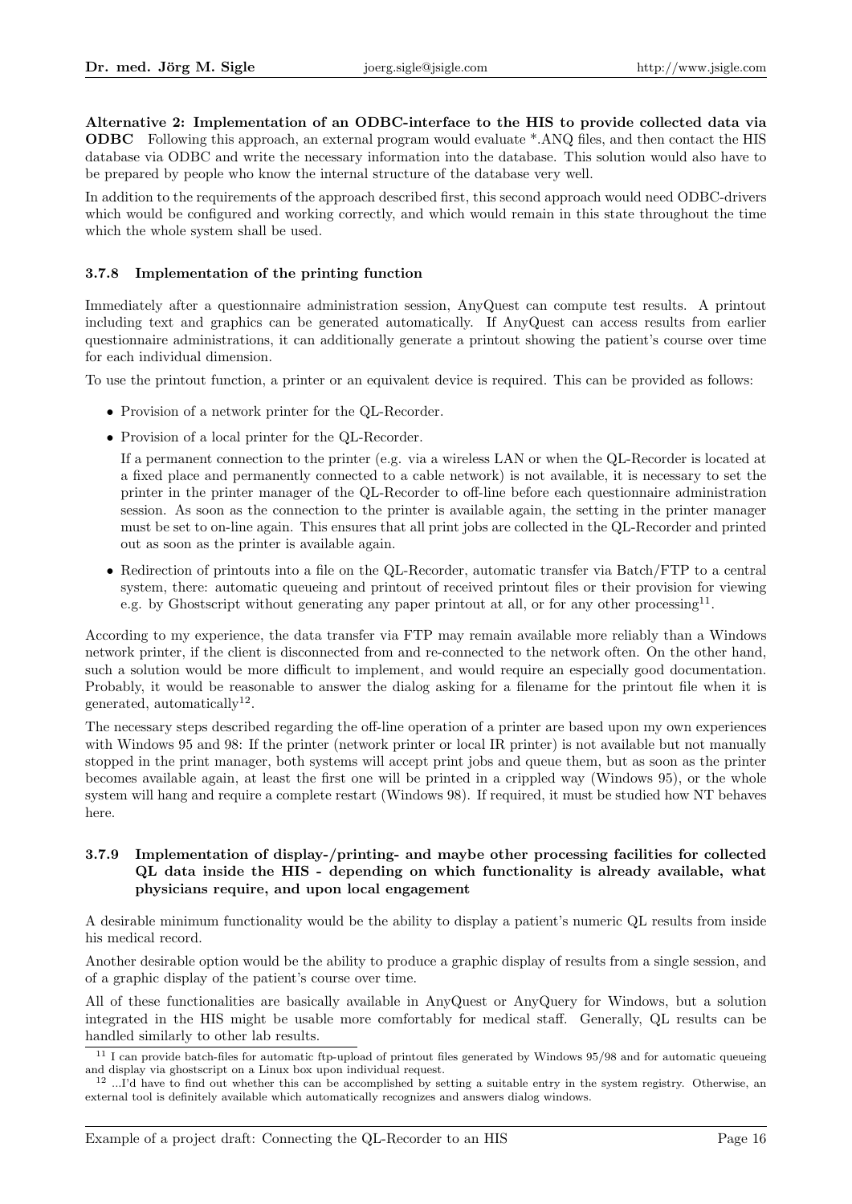**Alternative 2: Implementation of an ODBC-interface to the HIS to provide collected data via ODBC** Following this approach, an external program would evaluate *.ANQ files, and then contact the HIS database via ODBC and write the necessary information into the database. This solution would also have to be prepared by people who know the internal structure of the database very well.

In addition to the requirements of the approach described first, this second approach would need ODBC-drivers which would be configured and working correctly, and which would remain in this state throughout the time which the whole system shall be used.

#### 3.7.8 Implementation of the printing function

Immediately after a questionnaire administration session, AnyQuest can compute test results. A printout including text and graphics can be generated automatically. If AnyQuest can access results from earlier questionnaire administrations, it can additionally generate a printout showing the patient's course over time for each individual dimension.

To use the printout function, a printer or an equivalent device is required. This can be provided as follows:

- Provision of a network printer for the QL-Recorder.
- Provision of a local printer for the QL-Recorder.

  If a permanent connection to the printer (e.g. via a wireless LAN or when the QL-Recorder is located at a fixed place and permanently connected to a cable network) is not available, it is necessary to set the printer in the printer manager of the QL-Recorder to off-line before each questionnaire administration session. As soon as the connection to the printer is available again, the setting in the printer manager must be set to on-line again. This ensures that all print jobs are collected in the QL-Recorder and printed out as soon as the printer is available again.

- Redirection of printouts into a file on the QL-Recorder, automatic transfer via Batch/FTP to a central system, there: automatic queueing and printout of received printout files or their provision for viewing e.g. by Ghostscript without generating any paper printout at all, or for any other processing[11].

According to my experience, the data transfer via FTP may remain available more reliably than a Windows network printer, if the client is disconnected from and re-connected to the network often. On the other hand, such a solution would be more difficult to implement, and would require an especially good documentation. Probably, it would be reasonable to answer the dialog asking for a filename for the printout file when it is generated, automatically[12].

The necessary steps described regarding the off-line operation of a printer are based upon my own experiences with Windows 95 and 98: If the printer (network printer or local IR printer) is not available but not manually stopped in the print manager, both systems will accept print jobs and queue them, but as soon as the printer becomes available again, at least the first one will be printed in a crippled way (Windows 95), or the whole system will hang and require a complete restart (Windows 98). If required, it must be studied how NT behaves here.

#### 3.7.9 Implementation of display-/printing- and maybe other processing facilities for collected QL data inside the HIS - depending on which functionality is already available, what physicians require, and upon local engagement

A desirable minimum functionality would be the ability to display a patient's numeric QL results from inside his medical record.

Another desirable option would be the ability to produce a graphic display of results from a single session, and of a graphic display of the patient's course over time.

All of these functionalities are basically available in AnyQuest or AnyQuery for Windows, but a solution integrated in the HIS might be usable more comfortably for medical staff. Generally, QL results can be handled similarly to other lab results.

---

[11] I can provide batch-files for automatic ftp-upload of printout files generated by Windows 95/98 and for automatic queueing and display via ghostscript on a Linux box upon individual request.

[12] ...I'd have to find out whether this can be accomplished by setting a suitable entry in the system registry. Otherwise, an external tool is definitely available which automatically recognizes and answers dialog windows.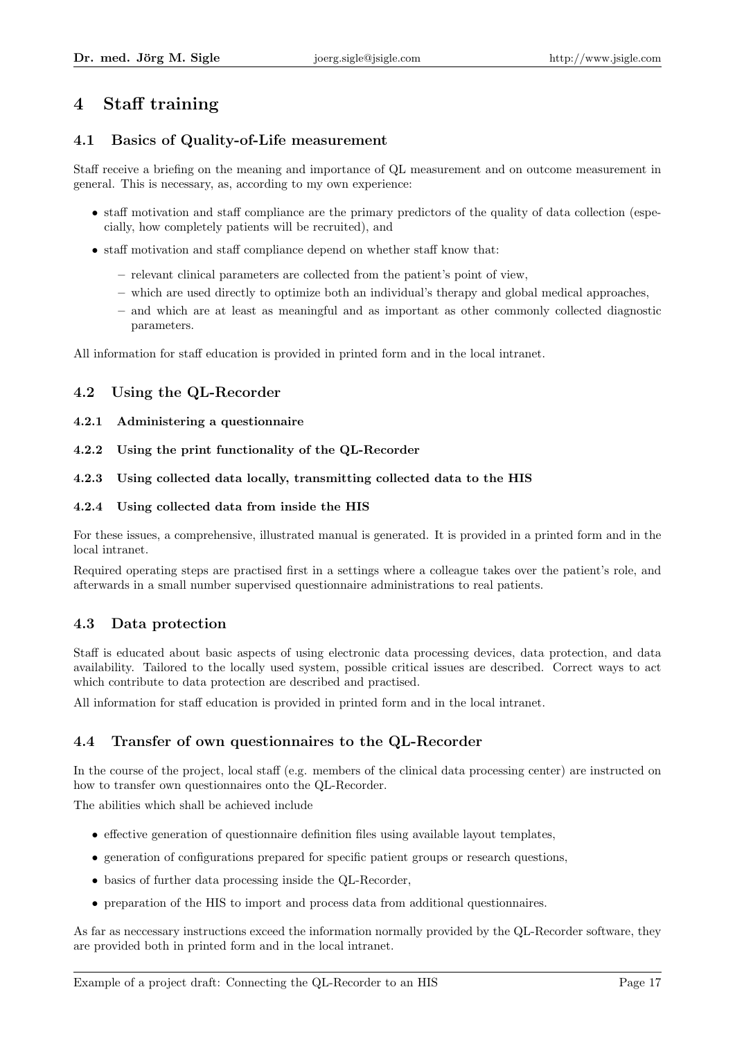# 4 Staff training

## 4.1 Basics of Quality-of-Life measurement

Staff receive a briefing on the meaning and importance of QL measurement and on outcome measurement in general. This is necessary, as, according to my own experience:

- staff motivation and staff compliance are the primary predictors of the quality of data collection (especially, how completely patients will be recruited), and
- staff motivation and staff compliance depend on whether staff know that:
  - relevant clinical parameters are collected from the patient's point of view,
  - which are used directly to optimize both an individual's therapy and global medical approaches,
  - and which are at least as meaningful and as important as other commonly collected diagnostic parameters.

All information for staff education is provided in printed form and in the local intranet.

## 4.2 Using the QL-Recorder

### 4.2.1 Administering a questionnaire

### 4.2.2 Using the print functionality of the QL-Recorder

### 4.2.3 Using collected data locally, transmitting collected data to the HIS

### 4.2.4 Using collected data from inside the HIS

For these issues, a comprehensive, illustrated manual is generated. It is provided in a printed form and in the local intranet.

Required operating steps are practised first in a settings where a colleague takes over the patient's role, and afterwards in a small number supervised questionnaire administrations to real patients.

## 4.3 Data protection

Staff is educated about basic aspects of using electronic data processing devices, data protection, and data availability. Tailored to the locally used system, possible critical issues are described. Correct ways to act which contribute to data protection are described and practised.

All information for staff education is provided in printed form and in the local intranet.

## 4.4 Transfer of own questionnaires to the QL-Recorder

In the course of the project, local staff (e.g. members of the clinical data processing center) are instructed on how to transfer own questionnaires onto the QL-Recorder.

The abilities which shall be achieved include

- effective generation of questionnaire definition files using available layout templates,
- generation of configurations prepared for specific patient groups or research questions,
- basics of further data processing inside the QL-Recorder,
- preparation of the HIS to import and process data from additional questionnaires.

As far as neccessary instructions exceed the information normally provided by the QL-Recorder software, they are provided both in printed form and in the local intranet.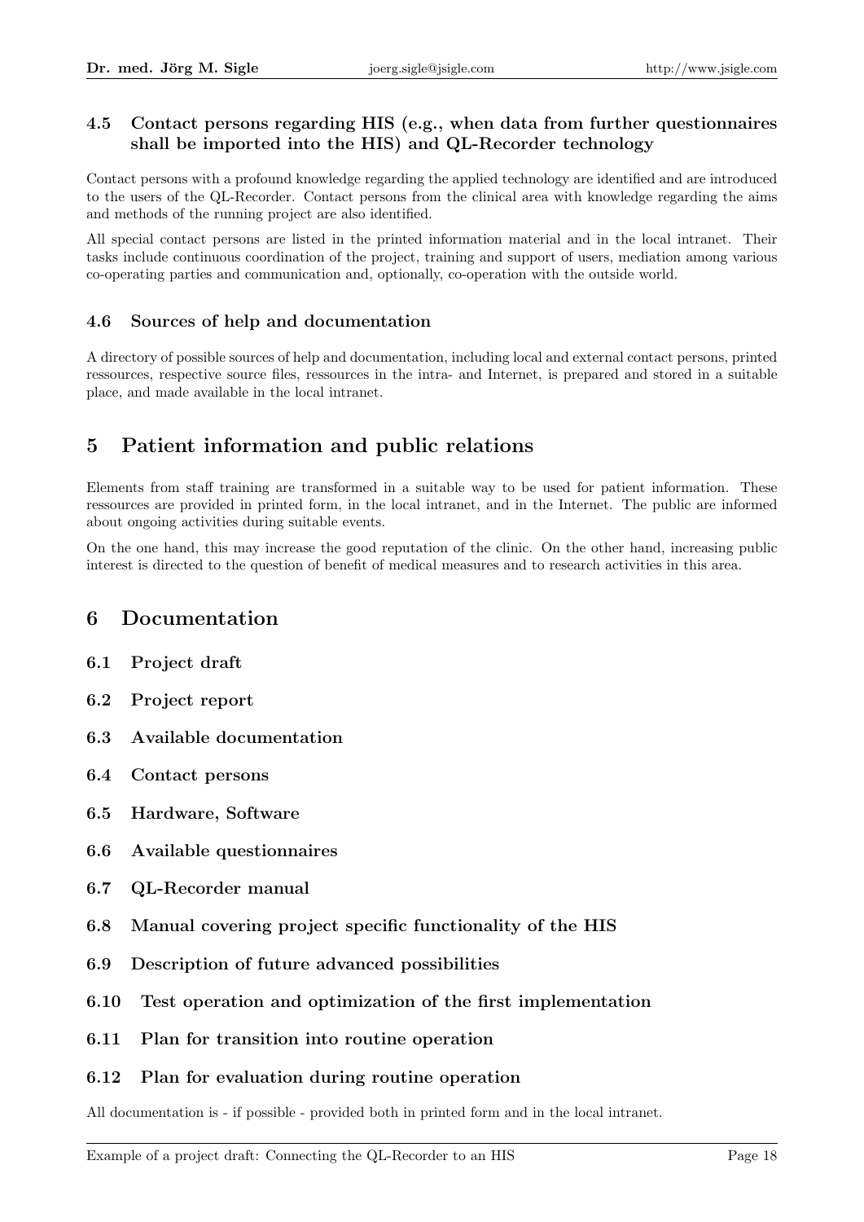### 4.5 Contact persons regarding HIS (e.g., when data from further questionnaires shall be imported into the HIS) and QL-Recorder technology

Contact persons with a profound knowledge regarding the applied technology are identified and are introduced to the users of the QL-Recorder. Contact persons from the clinical area with knowledge regarding the aims and methods of the running project are also identified.

All special contact persons are listed in the printed information material and in the local intranet. Their tasks include continuous coordination of the project, training and support of users, mediation among various co-operating parties and communication and, optionally, co-operation with the outside world.

### 4.6 Sources of help and documentation

A directory of possible sources of help and documentation, including local and external contact persons, printed ressources, respective source files, ressources in the intra- and Internet, is prepared and stored in a suitable place, and made available in the local intranet.

## 5 Patient information and public relations

Elements from staff training are transformed in a suitable way to be used for patient information. These ressources are provided in printed form, in the local intranet, and in the Internet. The public are informed about ongoing activities during suitable events.

On the one hand, this may increase the good reputation of the clinic. On the other hand, increasing public interest is directed to the question of benefit of medical measures and to research activities in this area.

## 6 Documentation

### 6.1 Project draft

### 6.2 Project report

### 6.3 Available documentation

### 6.4 Contact persons

### 6.5 Hardware, Software

### 6.6 Available questionnaires

### 6.7 QL-Recorder manual

### 6.8 Manual covering project specific functionality of the HIS

### 6.9 Description of future advanced possibilities

### 6.10 Test operation and optimization of the first implementation

### 6.11 Plan for transition into routine operation

### 6.12 Plan for evaluation during routine operation

All documentation is - if possible - provided both in printed form and in the local intranet.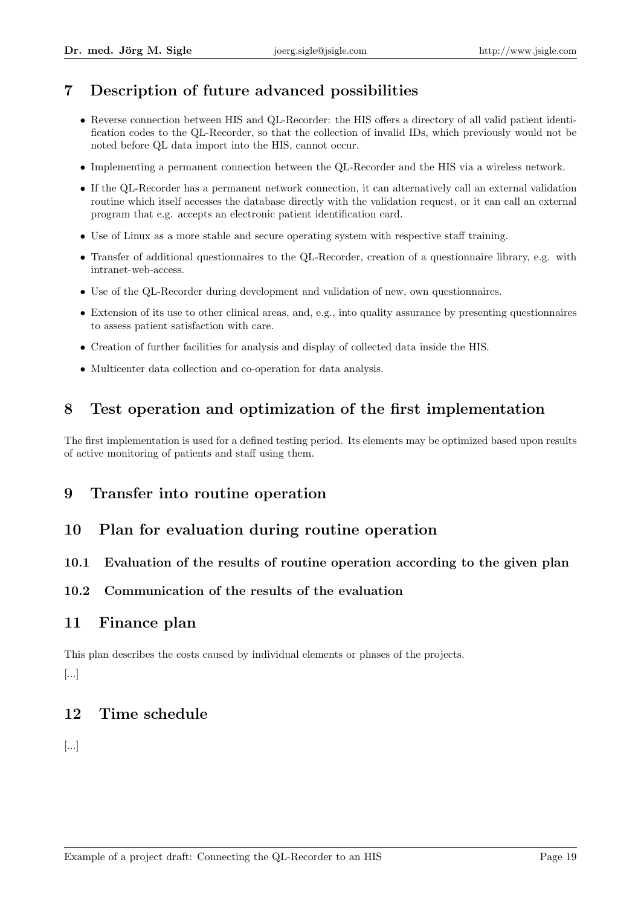## 7 Description of future advanced possibilities

- Reverse connection between HIS and QL-Recorder: the HIS offers a directory of all valid patient identification codes to the QL-Recorder, so that the collection of invalid IDs, which previously would not be noted before QL data import into the HIS, cannot occur.
- Implementing a permanent connection between the QL-Recorder and the HIS via a wireless network.
- If the QL-Recorder has a permanent network connection, it can alternatively call an external validation routine which itself accesses the database directly with the validation request, or it can call an external program that e.g. accepts an electronic patient identification card.
- Use of Linux as a more stable and secure operating system with respective staff training.
- Transfer of additional questionnaires to the QL-Recorder, creation of a questionnaire library, e.g. with intranet-web-access.
- Use of the QL-Recorder during development and validation of new, own questionnaires.
- Extension of its use to other clinical areas, and, e.g., into quality assurance by presenting questionnaires to assess patient satisfaction with care.
- Creation of further facilities for analysis and display of collected data inside the HIS.
- Multicenter data collection and co-operation for data analysis.

## 8 Test operation and optimization of the first implementation

The first implementation is used for a defined testing period. Its elements may be optimized based upon results of active monitoring of patients and staff using them.

## 9 Transfer into routine operation

## 10 Plan for evaluation during routine operation

### 10.1 Evaluation of the results of routine operation according to the given plan

### 10.2 Communication of the results of the evaluation

## 11 Finance plan

This plan describes the costs caused by individual elements or phases of the projects.

[...]

## 12 Time schedule

[...]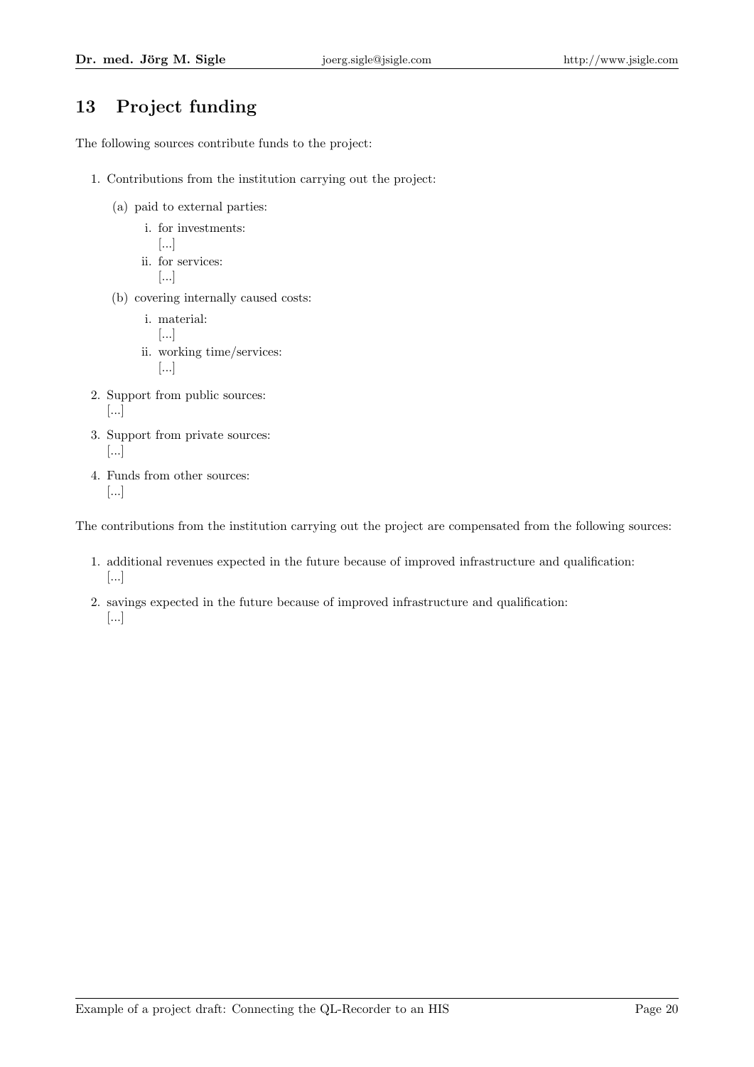## 13 Project funding

The following sources contribute funds to the project:

1. Contributions from the institution carrying out the project:
   (a) paid to external parties:
      i. for investments:
         [...]
      ii. for services:
         [...]
   (b) covering internally caused costs:
      i. material:
         [...]
      ii. working time/services:
         [...]
2. Support from public sources:
   [...]
3. Support from private sources:
   [...]
4. Funds from other sources:
   [...]

The contributions from the institution carrying out the project are compensated from the following sources:

1. additional revenues expected in the future because of improved infrastructure and qualification:
   [...]
2. savings expected in the future because of improved infrastructure and qualification:
   [...]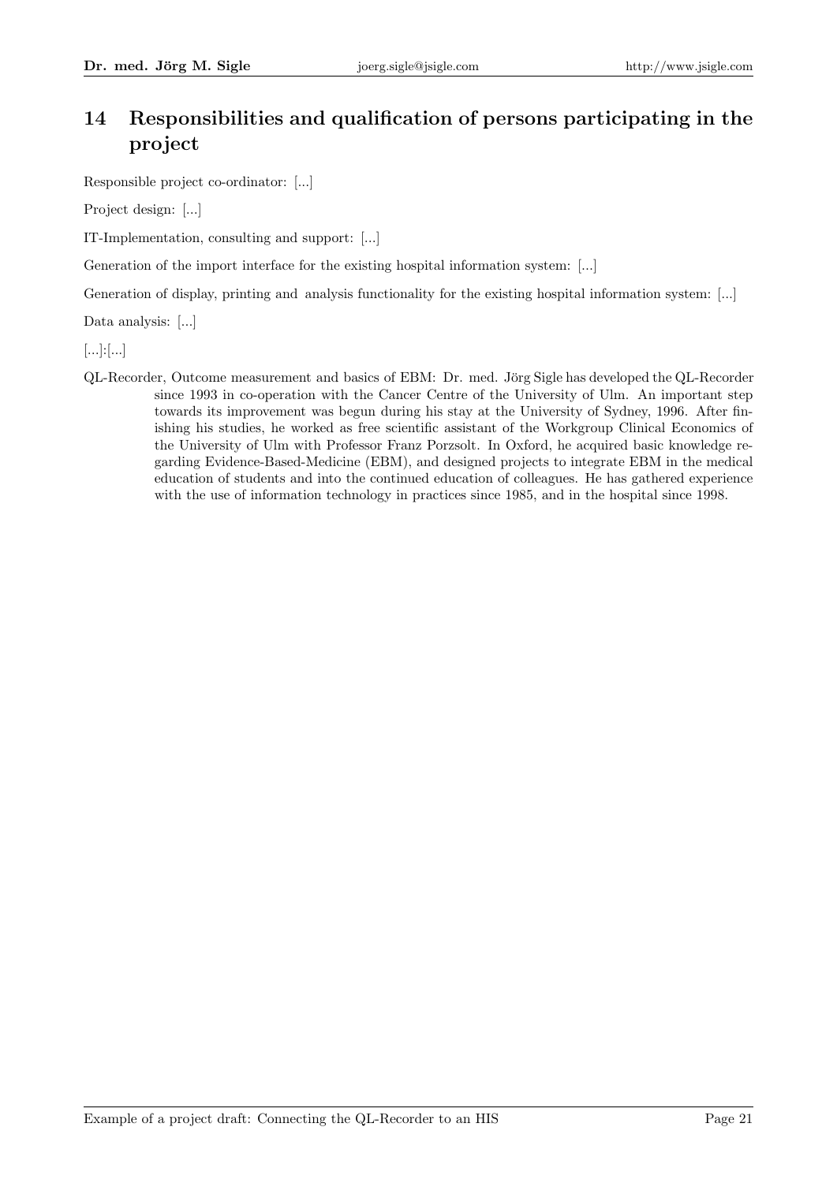## 14 Responsibilities and qualification of persons participating in the project

Responsible project co-ordinator: [...]

Project design: [...]

IT-Implementation, consulting and support: [...]

Generation of the import interface for the existing hospital information system: [...]

Generation of display, printing and analysis functionality for the existing hospital information system: [...]

Data analysis: [...]

[...]:[...]

QL-Recorder, Outcome measurement and basics of EBM: Dr. med. Jörg Sigle has developed the QL-Recorder since 1993 in co-operation with the Cancer Centre of the University of Ulm. An important step towards its improvement was begun during his stay at the University of Sydney, 1996. After finishing his studies, he worked as free scientific assistant of the Workgroup Clinical Economics of the University of Ulm with Professor Franz Porzsolt. In Oxford, he acquired basic knowledge regarding Evidence-Based-Medicine (EBM), and designed projects to integrate EBM in the medical education of students and into the continued education of colleagues. He has gathered experience with the use of information technology in practices since 1985, and in the hospital since 1998.